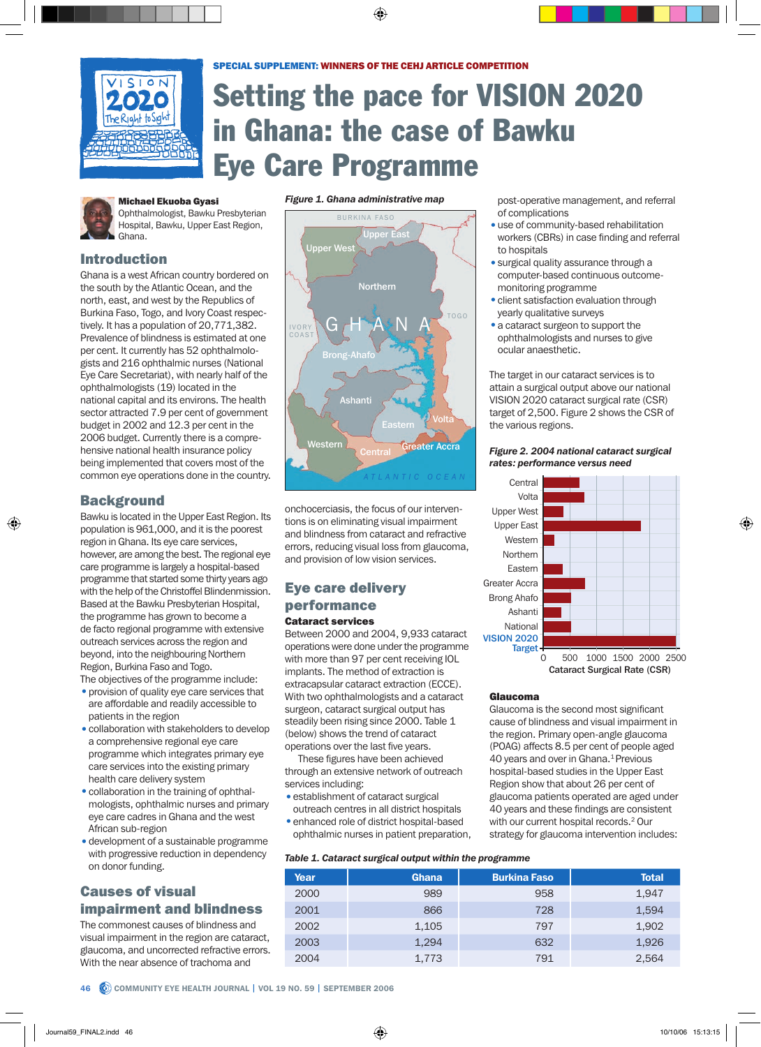SPECIAL SUPPLEMENT: WINNERS OF THE CEHJ ARTICLE COMPETITION

# Setting the pace for VISION 2020 in Ghana: the case of Bawku Eye Care Programme

**Michael Ekuoba Gyasi**
Ophthalmologist, Bawku Presbyterian Hospital, Bawku, Upper East Region, Ghana.

## Introduction

Ghana is a west African country bordered on the south by the Atlantic Ocean, and the north, east, and west by the Republics of Burkina Faso, Togo, and Ivory Coast respectively. It has a population of 20,771,382. Prevalence of blindness is estimated at one per cent. It currently has 52 ophthalmologists and 216 ophthalmic nurses (National Eye Care Secretariat), with nearly half of the ophthalmologists (19) located in the national capital and its environs. The health sector attracted 7.9 per cent of government budget in 2002 and 12.3 per cent in the 2006 budget. Currently there is a comprehensive national health insurance policy being implemented that covers most of the common eye operations done in the country.

## Background

Bawku is located in the Upper East Region. Its population is 961,000, and it is the poorest region in Ghana. Its eye care services, however, are among the best. The regional eye care programme is largely a hospital-based programme that started some thirty years ago with the help of the Christoffel Blindenmission. Based at the Bawku Presbyterian Hospital, the programme has grown to become a de facto regional programme with extensive outreach services across the region and beyond, into the neighbouring Northern Region, Burkina Faso and Togo.

The objectives of the programme include:

- provision of quality eye care services that are affordable and readily accessible to patients in the region
- collaboration with stakeholders to develop a comprehensive regional eye care programme which integrates primary eye care services into the existing primary health care delivery system
- collaboration in the training of ophthalmologists, ophthalmic nurses and primary eye care cadres in Ghana and the west African sub-region
- development of a sustainable programme with progressive reduction in dependency on donor funding.

## Causes of visual impairment and blindness

The commonest causes of blindness and visual impairment in the region are cataract, glaucoma, and uncorrected refractive errors. With the near absence of trachoma and onchocerciasis, the focus of our interventions is on eliminating visual impairment and blindness from cataract and refractive errors, reducing visual loss from glaucoma, and provision of low vision services.

*Figure 1. Ghana administrative map*

## Eye care delivery performance

### Cataract services

Between 2000 and 2004, 9,933 cataract operations were done under the programme with more than 97 per cent receiving IOL implants. The method of extraction is extracapsular cataract extraction (ECCE). With two ophthalmologists and a cataract surgeon, cataract surgical output has steadily been rising since 2000. Table 1 (below) shows the trend of cataract operations over the last five years.

These figures have been achieved through an extensive network of outreach services including:

- establishment of cataract surgical outreach centres in all district hospitals
- enhanced role of district hospital-based ophthalmic nurses in patient preparation, post-operative management, and referral of complications
- use of community-based rehabilitation workers (CBRs) in case finding and referral to hospitals
- surgical quality assurance through a computer-based continuous outcome-monitoring programme
- client satisfaction evaluation through yearly qualitative surveys
- a cataract surgeon to support the ophthalmologists and nurses to give ocular anaesthetic.

The target in our cataract services is to attain a surgical output above our national VISION 2020 cataract surgical rate (CSR) target of 2,500. Figure 2 shows the CSR of the various regions.

*Figure 2. 2004 national cataract surgical rates: performance versus need*

### Glaucoma

Glaucoma is the second most significant cause of blindness and visual impairment in the region. Primary open-angle glaucoma (POAG) affects 8.5 per cent of people aged 40 years and over in Ghana.[1] Previous hospital-based studies in the Upper East Region show that about 26 per cent of glaucoma patients operated are aged under 40 years and these findings are consistent with our current hospital records.[2] Our strategy for glaucoma intervention includes:

*Table 1. Cataract surgical output within the programme*

| Year | Ghana | Burkina Faso | Total |
|---|---|---|---|
| 2000 | 989 | 958 | 1,947 |
| 2001 | 866 | 728 | 1,594 |
| 2002 | 1,105 | 797 | 1,902 |
| 2003 | 1,294 | 632 | 1,926 |
| 2004 | 1,773 | 791 | 2,564 |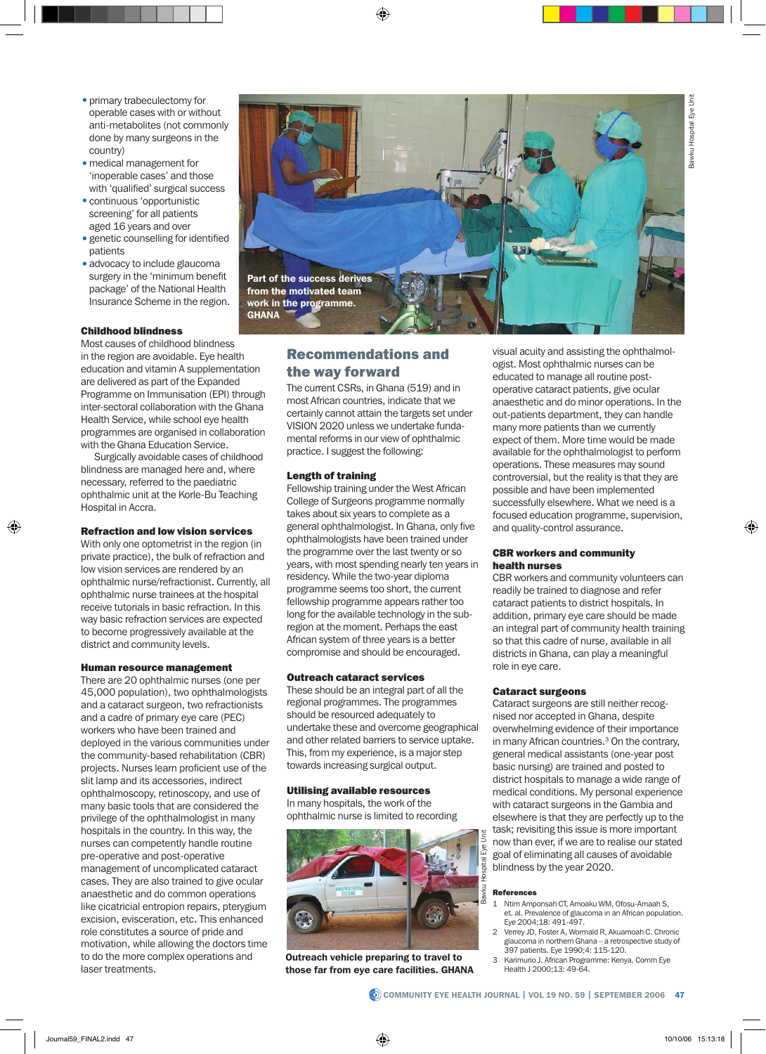- primary trabeculectomy for operable cases with or without anti-metabolites (not commonly done by many surgeons in the country)
- medical management for 'inoperable cases' and those with 'qualified' surgical success
- continuous 'opportunistic screening' for all patients aged 16 years and over
- genetic counselling for identified patients
- advocacy to include glaucoma surgery in the 'minimum benefit package' of the National Health Insurance Scheme in the region.

Part of the success derives from the motivated team work in the programme. GHANA

### Childhood blindness

Most causes of childhood blindness in the region are avoidable. Eye health education and vitamin A supplementation are delivered as part of the Expanded Programme on Immunisation (EPI) through inter-sectoral collaboration with the Ghana Health Service, while school eye health programmes are organised in collaboration with the Ghana Education Service.

Surgically avoidable cases of childhood blindness are managed here and, where necessary, referred to the paediatric ophthalmic unit at the Korle-Bu Teaching Hospital in Accra.

### Refraction and low vision services

With only one optometrist in the region (in private practice), the bulk of refraction and low vision services are rendered by an ophthalmic nurse/refractionist. Currently, all ophthalmic nurse trainees at the hospital receive tutorials in basic refraction. In this way basic refraction services are expected to become progressively available at the district and community levels.

### Human resource management

There are 20 ophthalmic nurses (one per 45,000 population), two ophthalmologists and a cataract surgeon, two refractionists and a cadre of primary eye care (PEC) workers who have been trained and deployed in the various communities under the community-based rehabilitation (CBR) projects. Nurses learn proficient use of the slit lamp and its accessories, indirect ophthalmoscopy, retinoscopy, and use of many basic tools that are considered the privilege of the ophthalmologist in many hospitals in the country. In this way, the nurses can competently handle routine pre-operative and post-operative management of uncomplicated cataract cases. They are also trained to give ocular anaesthetic and do common operations like cicatricial entropion repairs, pterygium excision, evisceration, etc. This enhanced role constitutes a source of pride and motivation, while allowing the doctors time to do the more complex operations and laser treatments.

## Recommendations and the way forward

The current CSRs, in Ghana (519) and in most African countries, indicate that we certainly cannot attain the targets set under VISION 2020 unless we undertake fundamental reforms in our view of ophthalmic practice. I suggest the following:

### Length of training

Fellowship training under the West African College of Surgeons programme normally takes about six years to complete as a general ophthalmologist. In Ghana, only five ophthalmologists have been trained under the programme over the last twenty or so years, with most spending nearly ten years in residency. While the two-year diploma programme seems too short, the current fellowship programme appears rather too long for the available technology in the sub-region at the moment. Perhaps the east African system of three years is a better compromise and should be encouraged.

### Outreach cataract services

These should be an integral part of all the regional programmes. The programmes should be resourced adequately to undertake these and overcome geographical and other related barriers to service uptake. This, from my experience, is a major step towards increasing surgical output.

### Utilising available resources

In many hospitals, the work of the ophthalmic nurse is limited to recording visual acuity and assisting the ophthalmologist. Most ophthalmic nurses can be educated to manage all routine post-operative cataract patients, give ocular anaesthetic and do minor operations. In the out-patients department, they can handle many more patients than we currently expect of them. More time would be made available for the ophthalmologist to perform operations. These measures may sound controversial, but the reality is that they are possible and have been implemented successfully elsewhere. What we need is a focused education programme, supervision, and quality-control assurance.

Outreach vehicle preparing to travel to those far from eye care facilities. GHANA

### CBR workers and community health nurses

CBR workers and community volunteers can readily be trained to diagnose and refer cataract patients to district hospitals. In addition, primary eye care should be made an integral part of community health training so that this cadre of nurse, available in all districts in Ghana, can play a meaningful role in eye care.

### Cataract surgeons

Cataract surgeons are still neither recognised nor accepted in Ghana, despite overwhelming evidence of their importance in many African countries.[3] On the contrary, general medical assistants (one-year post basic nursing) are trained and posted to district hospitals to manage a wide range of medical conditions. My personal experience with cataract surgeons in the Gambia and elsewhere is that they are perfectly up to the task; revisiting this issue is more important now than ever, if we are to realise our stated goal of eliminating all causes of avoidable blindness by the year 2020.

### References

1. Ntim Amponsah CT, Amoaku WM, Ofosu-Amaah S, et. al. Prevalence of glaucoma in an African population. Eye 2004;18: 491-497.
2. Verrey JD, Foster A, Wormald R, Akuamoah C. Chronic glaucoma in northern Ghana – a retrospective study of 397 patients. Eye 1990;4: 115-120.
3. Karimurio J. African Programme: Kenya. Comm Eye Health J 2000;13: 49-64.